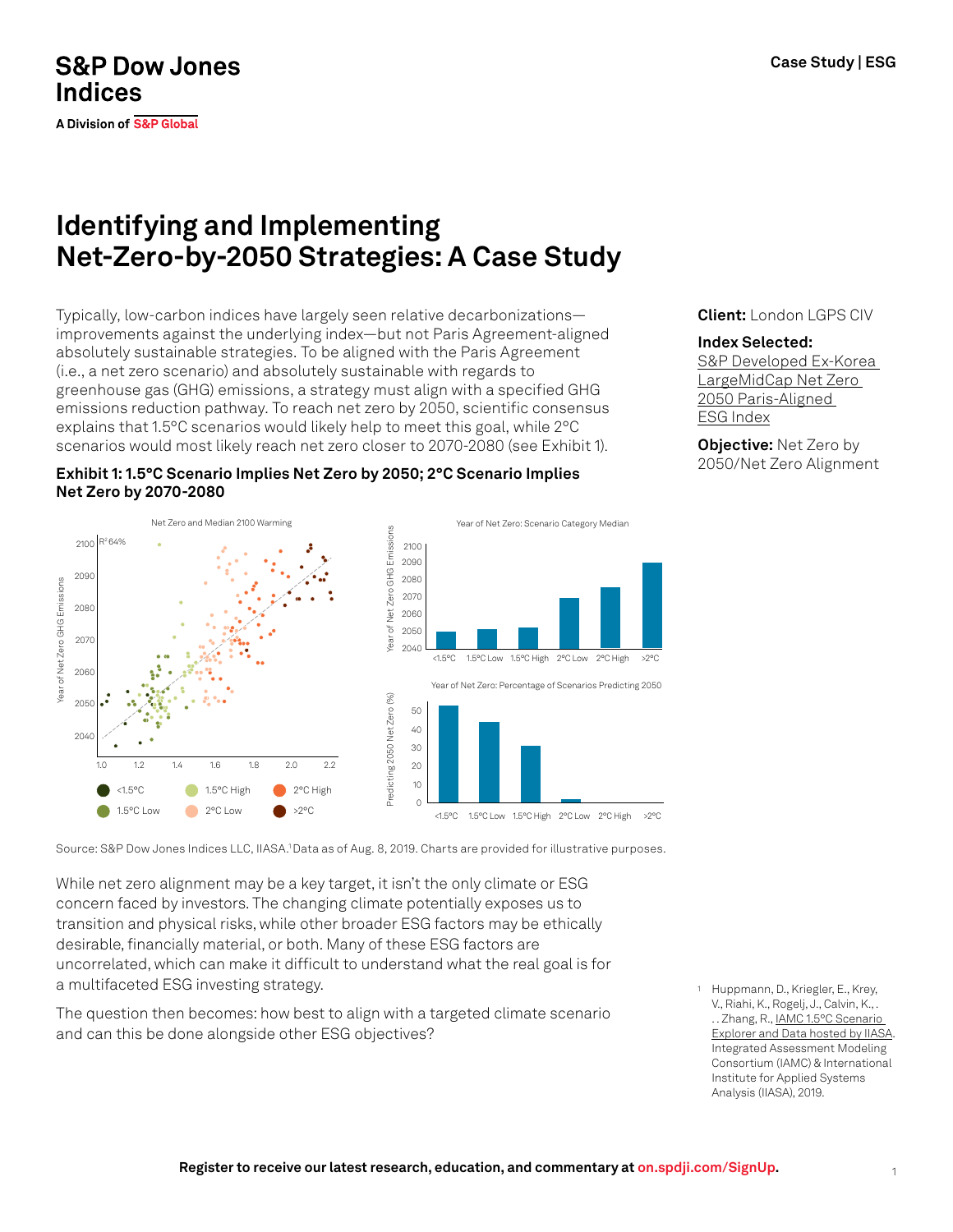S&P Dow Jones Indices

A Division of S&P Global

Case Study | ESG

# Identifying and Implementing Net-Zero-by-2050 Strategies: A Case Study

**Client:** London LGPS CIV

**Index Selected:** S&P Developed Ex-Korea LargeMidCap Net Zero 2050 Paris-Aligned ESG Index

**Objective:** Net Zero by 2050/Net Zero Alignment

Typically, low-carbon indices have largely seen relative decarbonizations—improvements against the underlying index—but not Paris Agreement-aligned absolutely sustainable strategies. To be aligned with the Paris Agreement (i.e., a net zero scenario) and absolutely sustainable with regards to greenhouse gas (GHG) emissions, a strategy must align with a specified GHG emissions reduction pathway. To reach net zero by 2050, scientific consensus explains that 1.5°C scenarios would likely help to meet this goal, while 2°C scenarios would most likely reach net zero closer to 2070-2080 (see Exhibit 1).

**Exhibit 1: 1.5°C Scenario Implies Net Zero by 2050; 2°C Scenario Implies Net Zero by 2070-2080**

Source: S&P Dow Jones Indices LLC, IIASA.[1] Data as of Aug. 8, 2019. Charts are provided for illustrative purposes.

While net zero alignment may be a key target, it isn't the only climate or ESG concern faced by investors. The changing climate potentially exposes us to transition and physical risks, while other broader ESG factors may be ethically desirable, financially material, or both. Many of these ESG factors are uncorrelated, which can make it difficult to understand what the real goal is for a multifaceted ESG investing strategy.

The question then becomes: how best to align with a targeted climate scenario and can this be done alongside other ESG objectives?

[1] Huppmann, D., Kriegler, E., Krey, V., Riahi, K., Rogelj, J., Calvin, K., . . . Zhang, R., IAMC 1.5°C Scenario Explorer and Data hosted by IIASA. Integrated Assessment Modeling Consortium (IAMC) & International Institute for Applied Systems Analysis (IIASA), 2019.

Register to receive our latest research, education, and commentary at on.spdji.com/SignUp.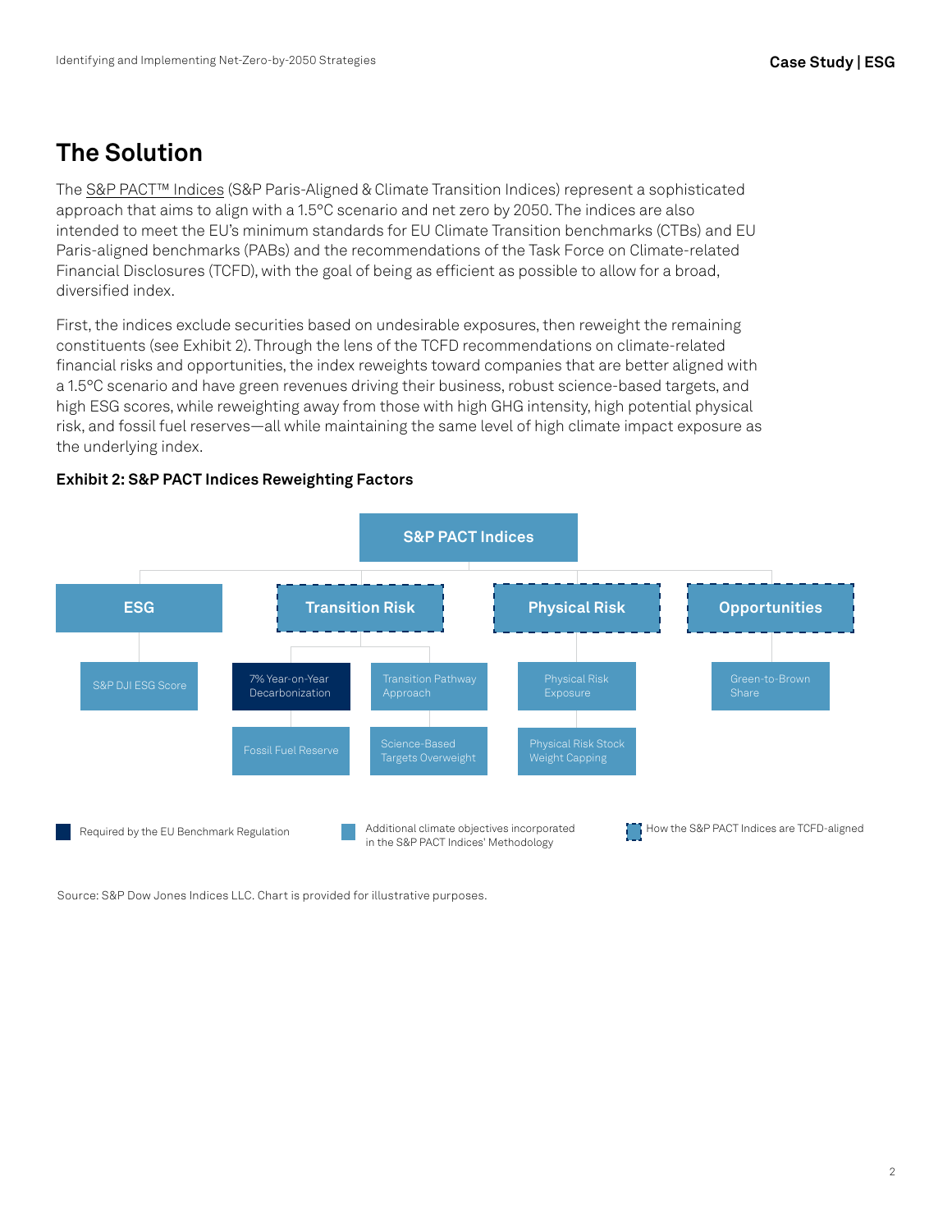## The Solution

The S&P PACT™ Indices (S&P Paris-Aligned & Climate Transition Indices) represent a sophisticated approach that aims to align with a 1.5°C scenario and net zero by 2050. The indices are also intended to meet the EU's minimum standards for EU Climate Transition benchmarks (CTBs) and EU Paris-aligned benchmarks (PABs) and the recommendations of the Task Force on Climate-related Financial Disclosures (TCFD), with the goal of being as efficient as possible to allow for a broad, diversified index.

First, the indices exclude securities based on undesirable exposures, then reweight the remaining constituents (see Exhibit 2). Through the lens of the TCFD recommendations on climate-related financial risks and opportunities, the index reweights toward companies that are better aligned with a 1.5°C scenario and have green revenues driving their business, robust science-based targets, and high ESG scores, while reweighting away from those with high GHG intensity, high potential physical risk, and fossil fuel reserves—all while maintaining the same level of high climate impact exposure as the underlying index.

**Exhibit 2: S&P PACT Indices Reweighting Factors**

S&P PACT Indices

- ESG
  - S&P DJI ESG Score
- Transition Risk
  - 7% Year-on-Year Decarbonization
  - Transition Pathway Approach
  - Fossil Fuel Reserve
  - Science-Based Targets Overweight
- Physical Risk
  - Physical Risk Exposure
  - Physical Risk Stock Weight Capping
- Opportunities
  - Green-to-Brown Share

Legend: Required by the EU Benchmark Regulation | Additional climate objectives incorporated in the S&P PACT Indices' Methodology | How the S&P PACT Indices are TCFD-aligned

Source: S&P Dow Jones Indices LLC. Chart is provided for illustrative purposes.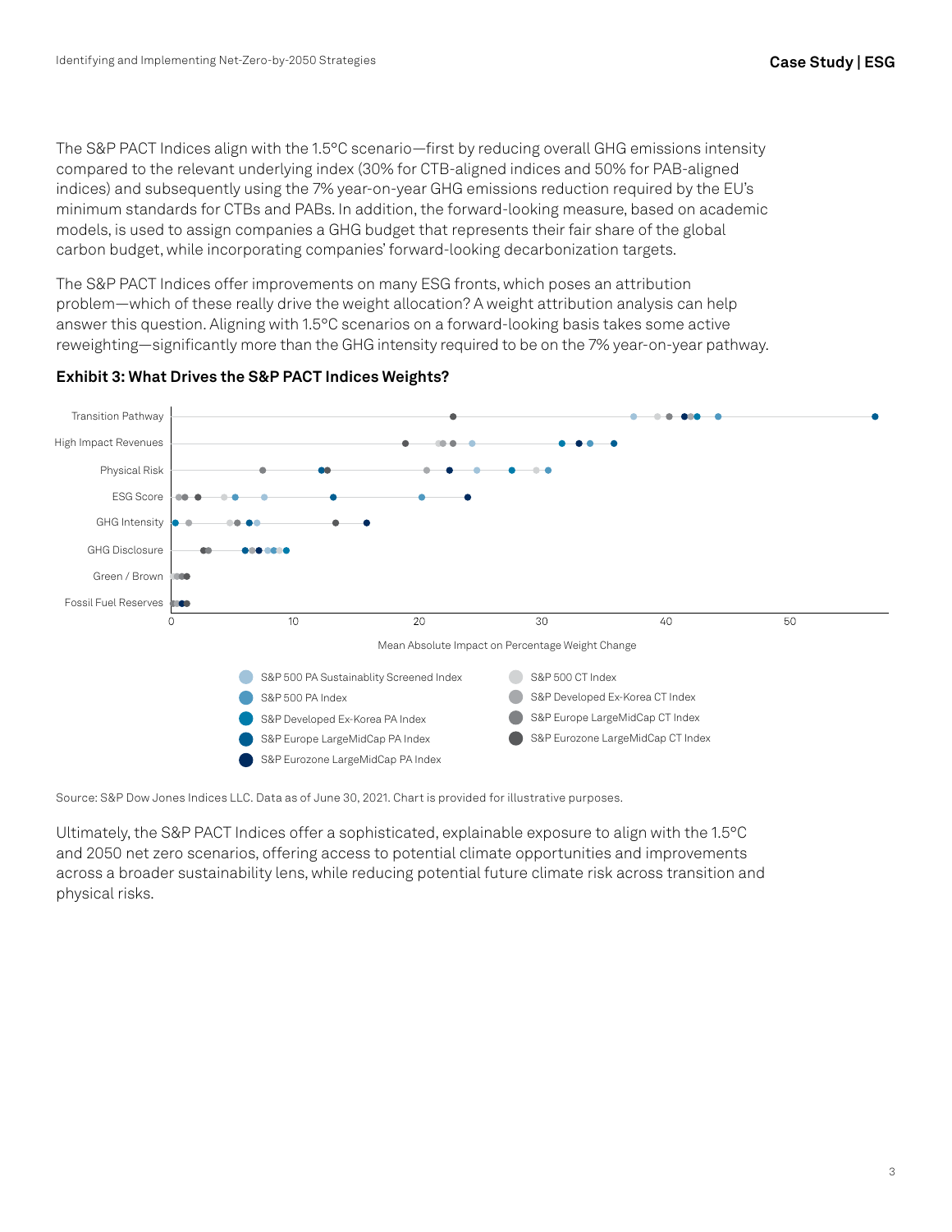The S&P PACT Indices align with the 1.5°C scenario—first by reducing overall GHG emissions intensity compared to the relevant underlying index (30% for CTB-aligned indices and 50% for PAB-aligned indices) and subsequently using the 7% year-on-year GHG emissions reduction required by the EU's minimum standards for CTBs and PABs. In addition, the forward-looking measure, based on academic models, is used to assign companies a GHG budget that represents their fair share of the global carbon budget, while incorporating companies' forward-looking decarbonization targets.

The S&P PACT Indices offer improvements on many ESG fronts, which poses an attribution problem—which of these really drive the weight allocation? A weight attribution analysis can help answer this question. Aligning with 1.5°C scenarios on a forward-looking basis takes some active reweighting—significantly more than the GHG intensity required to be on the 7% year-on-year pathway.

**Exhibit 3: What Drives the S&P PACT Indices Weights?**

Source: S&P Dow Jones Indices LLC. Data as of June 30, 2021. Chart is provided for illustrative purposes.

Ultimately, the S&P PACT Indices offer a sophisticated, explainable exposure to align with the 1.5°C and 2050 net zero scenarios, offering access to potential climate opportunities and improvements across a broader sustainability lens, while reducing potential future climate risk across transition and physical risks.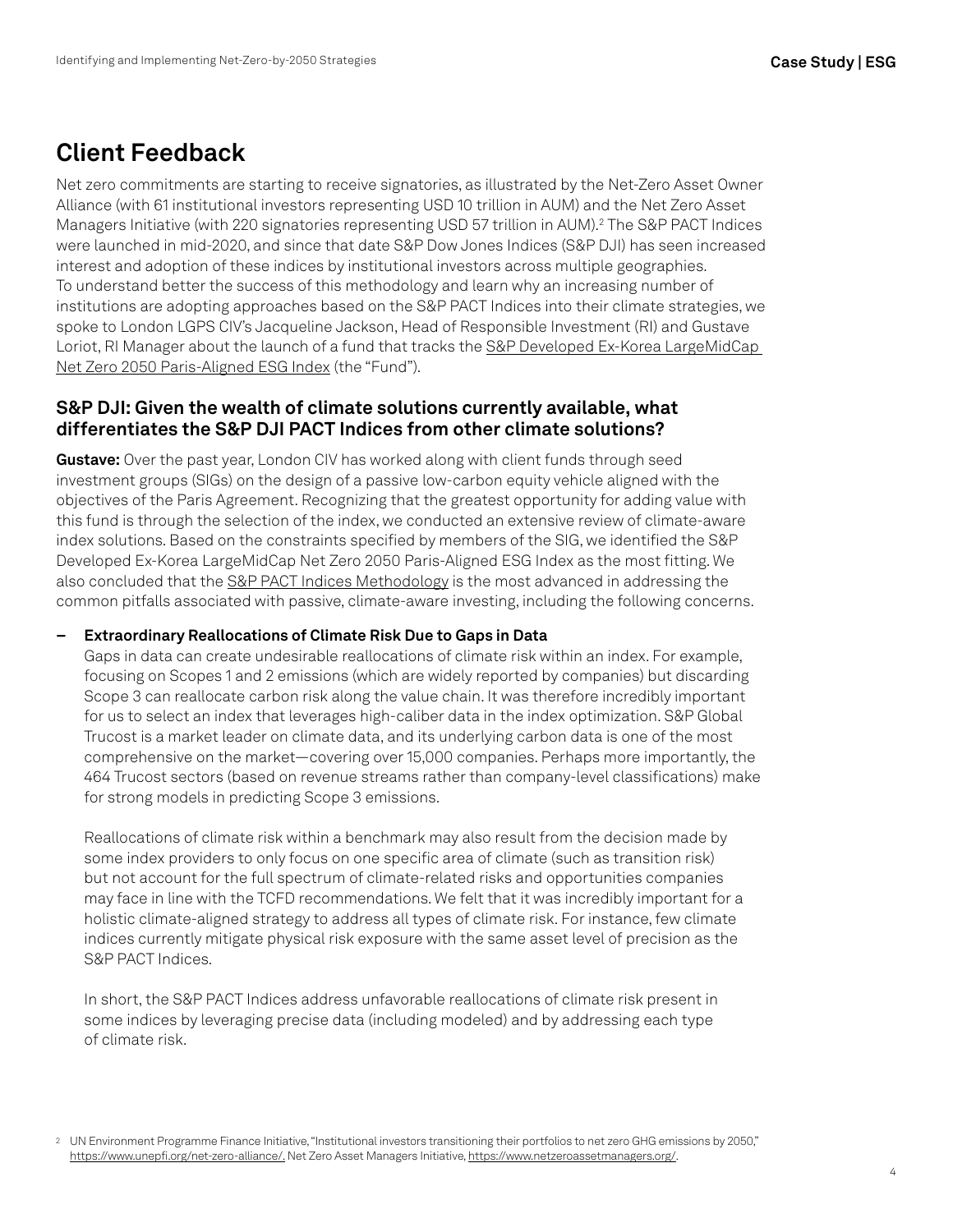## Client Feedback

Net zero commitments are starting to receive signatories, as illustrated by the Net-Zero Asset Owner Alliance (with 61 institutional investors representing USD 10 trillion in AUM) and the Net Zero Asset Managers Initiative (with 220 signatories representing USD 57 trillion in AUM).[2] The S&P PACT Indices were launched in mid-2020, and since that date S&P Dow Jones Indices (S&P DJI) has seen increased interest and adoption of these indices by institutional investors across multiple geographies. To understand better the success of this methodology and learn why an increasing number of institutions are adopting approaches based on the S&P PACT Indices into their climate strategies, we spoke to London LGPS CIV's Jacqueline Jackson, Head of Responsible Investment (RI) and Gustave Loriot, RI Manager about the launch of a fund that tracks the S&P Developed Ex-Korea LargeMidCap Net Zero 2050 Paris-Aligned ESG Index (the "Fund").

### S&P DJI: Given the wealth of climate solutions currently available, what differentiates the S&P DJI PACT Indices from other climate solutions?

**Gustave:** Over the past year, London CIV has worked along with client funds through seed investment groups (SIGs) on the design of a passive low-carbon equity vehicle aligned with the objectives of the Paris Agreement. Recognizing that the greatest opportunity for adding value with this fund is through the selection of the index, we conducted an extensive review of climate-aware index solutions. Based on the constraints specified by members of the SIG, we identified the S&P Developed Ex-Korea LargeMidCap Net Zero 2050 Paris-Aligned ESG Index as the most fitting. We also concluded that the S&P PACT Indices Methodology is the most advanced in addressing the common pitfalls associated with passive, climate-aware investing, including the following concerns.

- **Extraordinary Reallocations of Climate Risk Due to Gaps in Data**

  Gaps in data can create undesirable reallocations of climate risk within an index. For example, focusing on Scopes 1 and 2 emissions (which are widely reported by companies) but discarding Scope 3 can reallocate carbon risk along the value chain. It was therefore incredibly important for us to select an index that leverages high-caliber data in the index optimization. S&P Global Trucost is a market leader on climate data, and its underlying carbon data is one of the most comprehensive on the market—covering over 15,000 companies. Perhaps more importantly, the 464 Trucost sectors (based on revenue streams rather than company-level classifications) make for strong models in predicting Scope 3 emissions.

  Reallocations of climate risk within a benchmark may also result from the decision made by some index providers to only focus on one specific area of climate (such as transition risk) but not account for the full spectrum of climate-related risks and opportunities companies may face in line with the TCFD recommendations. We felt that it was incredibly important for a holistic climate-aligned strategy to address all types of climate risk. For instance, few climate indices currently mitigate physical risk exposure with the same asset level of precision as the S&P PACT Indices.

  In short, the S&P PACT Indices address unfavorable reallocations of climate risk present in some indices by leveraging precise data (including modeled) and by addressing each type of climate risk.

---

[2] UN Environment Programme Finance Initiative, "Institutional investors transitioning their portfolios to net zero GHG emissions by 2050," https://www.unepfi.org/net-zero-alliance/. Net Zero Asset Managers Initiative, https://www.netzeroassetmanagers.org/.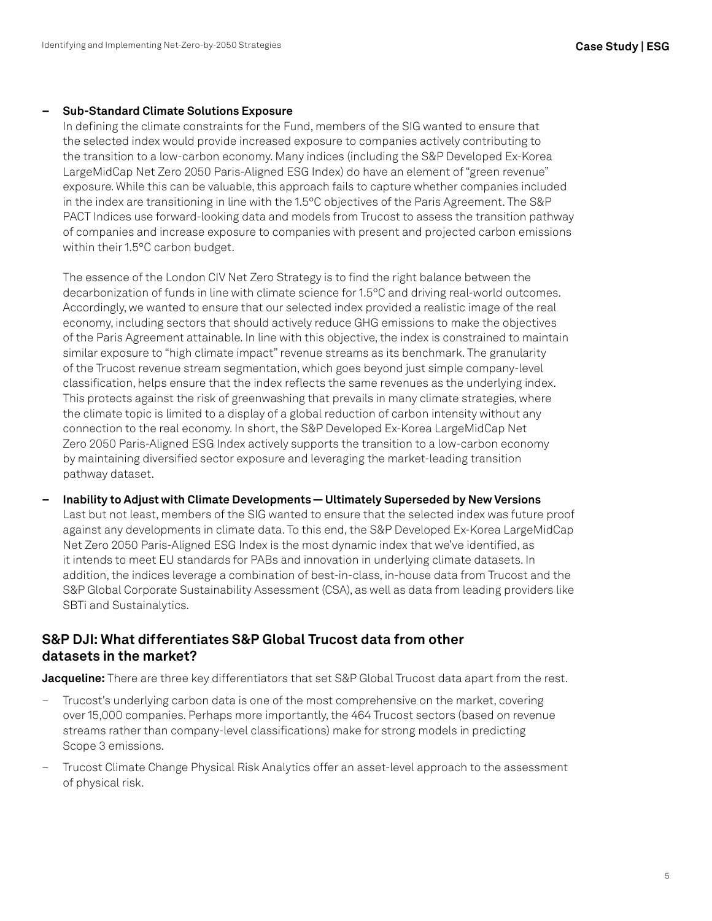- **Sub-Standard Climate Solutions Exposure**
  In defining the climate constraints for the Fund, members of the SIG wanted to ensure that the selected index would provide increased exposure to companies actively contributing to the transition to a low-carbon economy. Many indices (including the S&P Developed Ex-Korea LargeMidCap Net Zero 2050 Paris-Aligned ESG Index) do have an element of "green revenue" exposure. While this can be valuable, this approach fails to capture whether companies included in the index are transitioning in line with the 1.5°C objectives of the Paris Agreement. The S&P PACT Indices use forward-looking data and models from Trucost to assess the transition pathway of companies and increase exposure to companies with present and projected carbon emissions within their 1.5°C carbon budget.

  The essence of the London CIV Net Zero Strategy is to find the right balance between the decarbonization of funds in line with climate science for 1.5°C and driving real-world outcomes. Accordingly, we wanted to ensure that our selected index provided a realistic image of the real economy, including sectors that should actively reduce GHG emissions to make the objectives of the Paris Agreement attainable. In line with this objective, the index is constrained to maintain similar exposure to "high climate impact" revenue streams as its benchmark. The granularity of the Trucost revenue stream segmentation, which goes beyond just simple company-level classification, helps ensure that the index reflects the same revenues as the underlying index. This protects against the risk of greenwashing that prevails in many climate strategies, where the climate topic is limited to a display of a global reduction of carbon intensity without any connection to the real economy. In short, the S&P Developed Ex-Korea LargeMidCap Net Zero 2050 Paris-Aligned ESG Index actively supports the transition to a low-carbon economy by maintaining diversified sector exposure and leveraging the market-leading transition pathway dataset.

- **Inability to Adjust with Climate Developments — Ultimately Superseded by New Versions**
  Last but not least, members of the SIG wanted to ensure that the selected index was future proof against any developments in climate data. To this end, the S&P Developed Ex-Korea LargeMidCap Net Zero 2050 Paris-Aligned ESG Index is the most dynamic index that we've identified, as it intends to meet EU standards for PABs and innovation in underlying climate datasets. In addition, the indices leverage a combination of best-in-class, in-house data from Trucost and the S&P Global Corporate Sustainability Assessment (CSA), as well as data from leading providers like SBTi and Sustainalytics.

## S&P DJI: What differentiates S&P Global Trucost data from other datasets in the market?

**Jacqueline:** There are three key differentiators that set S&P Global Trucost data apart from the rest.

- Trucost's underlying carbon data is one of the most comprehensive on the market, covering over 15,000 companies. Perhaps more importantly, the 464 Trucost sectors (based on revenue streams rather than company-level classifications) make for strong models in predicting Scope 3 emissions.
- Trucost Climate Change Physical Risk Analytics offer an asset-level approach to the assessment of physical risk.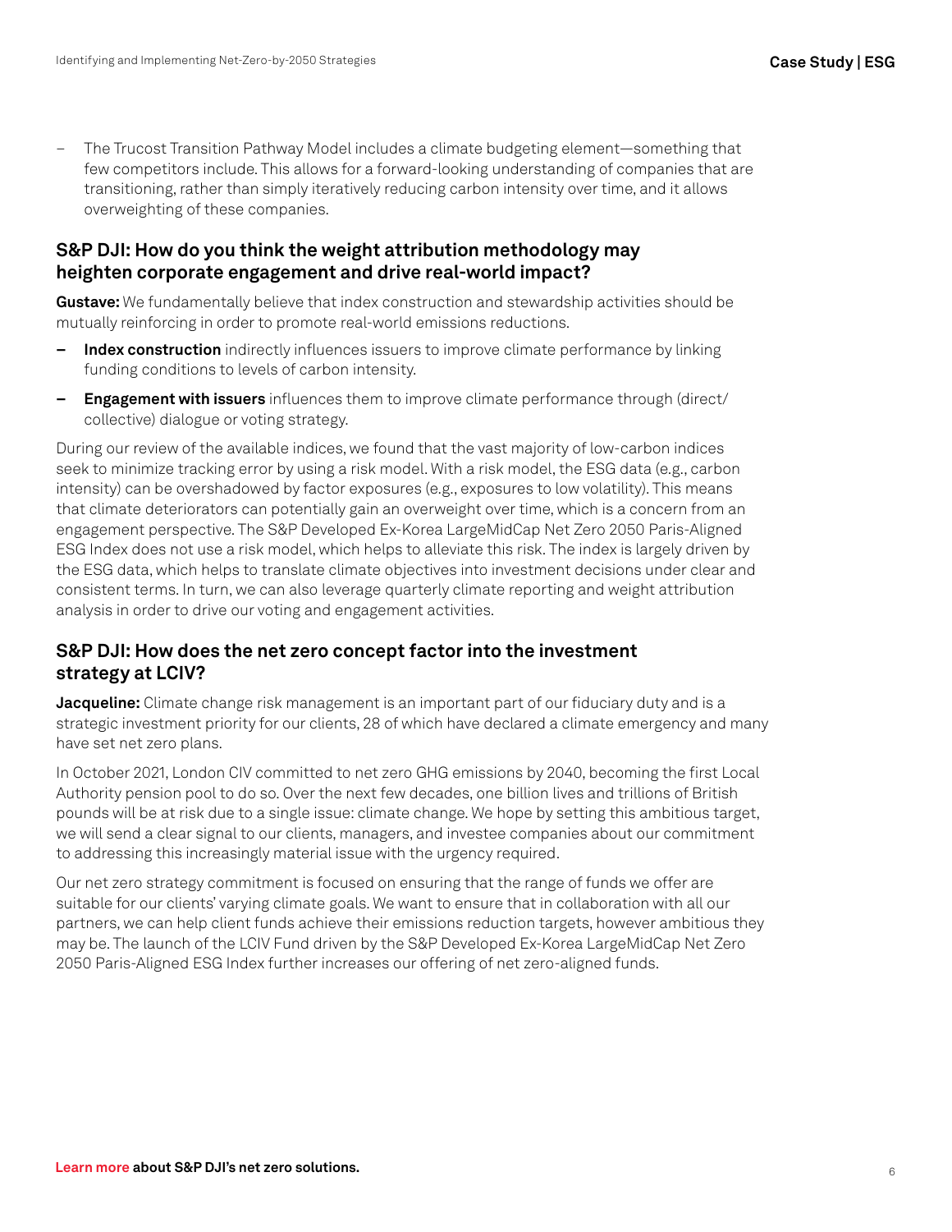- The Trucost Transition Pathway Model includes a climate budgeting element—something that few competitors include. This allows for a forward-looking understanding of companies that are transitioning, rather than simply iteratively reducing carbon intensity over time, and it allows overweighting of these companies.

## S&P DJI: How do you think the weight attribution methodology may heighten corporate engagement and drive real-world impact?

**Gustave:** We fundamentally believe that index construction and stewardship activities should be mutually reinforcing in order to promote real-world emissions reductions.

- **Index construction** indirectly influences issuers to improve climate performance by linking funding conditions to levels of carbon intensity.
- **Engagement with issuers** influences them to improve climate performance through (direct/collective) dialogue or voting strategy.

During our review of the available indices, we found that the vast majority of low-carbon indices seek to minimize tracking error by using a risk model. With a risk model, the ESG data (e.g., carbon intensity) can be overshadowed by factor exposures (e.g., exposures to low volatility). This means that climate deteriorators can potentially gain an overweight over time, which is a concern from an engagement perspective. The S&P Developed Ex-Korea LargeMidCap Net Zero 2050 Paris-Aligned ESG Index does not use a risk model, which helps to alleviate this risk. The index is largely driven by the ESG data, which helps to translate climate objectives into investment decisions under clear and consistent terms. In turn, we can also leverage quarterly climate reporting and weight attribution analysis in order to drive our voting and engagement activities.

## S&P DJI: How does the net zero concept factor into the investment strategy at LCIV?

**Jacqueline:** Climate change risk management is an important part of our fiduciary duty and is a strategic investment priority for our clients, 28 of which have declared a climate emergency and many have set net zero plans.

In October 2021, London CIV committed to net zero GHG emissions by 2040, becoming the first Local Authority pension pool to do so. Over the next few decades, one billion lives and trillions of British pounds will be at risk due to a single issue: climate change. We hope by setting this ambitious target, we will send a clear signal to our clients, managers, and investee companies about our commitment to addressing this increasingly material issue with the urgency required.

Our net zero strategy commitment is focused on ensuring that the range of funds we offer are suitable for our clients' varying climate goals. We want to ensure that in collaboration with all our partners, we can help client funds achieve their emissions reduction targets, however ambitious they may be. The launch of the LCIV Fund driven by the S&P Developed Ex-Korea LargeMidCap Net Zero 2050 Paris-Aligned ESG Index further increases our offering of net zero-aligned funds.

**Learn more about S&P DJI's net zero solutions.**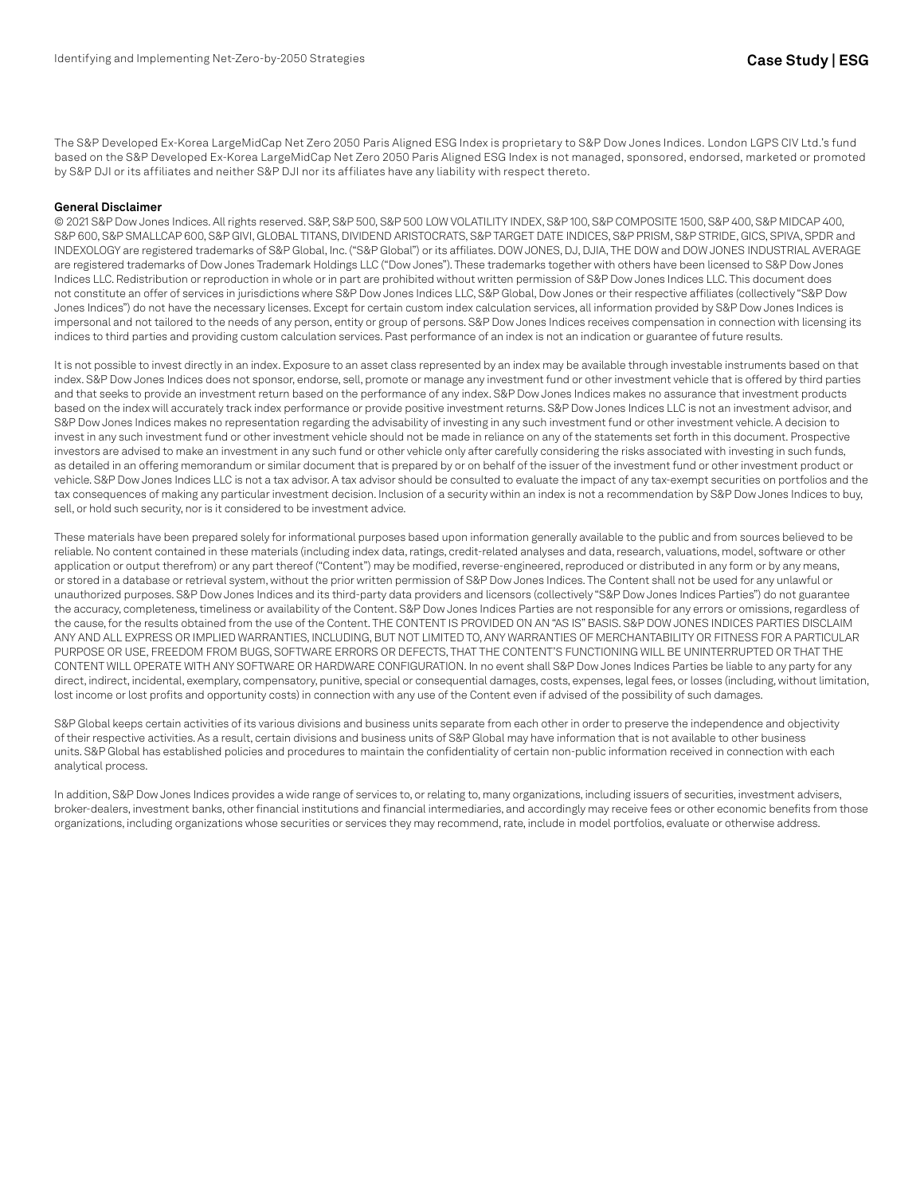The S&P Developed Ex-Korea LargeMidCap Net Zero 2050 Paris Aligned ESG Index is proprietary to S&P Dow Jones Indices. London LGPS CIV Ltd.'s fund based on the S&P Developed Ex-Korea LargeMidCap Net Zero 2050 Paris Aligned ESG Index is not managed, sponsored, endorsed, marketed or promoted by S&P DJI or its affiliates and neither S&P DJI nor its affiliates have any liability with respect thereto.

**General Disclaimer**

© 2021 S&P Dow Jones Indices. All rights reserved. S&P, S&P 500, S&P 500 LOW VOLATILITY INDEX, S&P 100, S&P COMPOSITE 1500, S&P 400, S&P MIDCAP 400, S&P 600, S&P SMALLCAP 600, S&P GIVI, GLOBAL TITANS, DIVIDEND ARISTOCRATS, S&P TARGET DATE INDICES, S&P PRISM, S&P STRIDE, GICS, SPIVA, SPDR and INDEXOLOGY are registered trademarks of S&P Global, Inc. ("S&P Global") or its affiliates. DOW JONES, DJ, DJIA, THE DOW and DOW JONES INDUSTRIAL AVERAGE are registered trademarks of Dow Jones Trademark Holdings LLC ("Dow Jones"). These trademarks together with others have been licensed to S&P Dow Jones Indices LLC. Redistribution or reproduction in whole or in part are prohibited without written permission of S&P Dow Jones Indices LLC. This document does not constitute an offer of services in jurisdictions where S&P Dow Jones Indices LLC, S&P Global, Dow Jones or their respective affiliates (collectively "S&P Dow Jones Indices") do not have the necessary licenses. Except for certain custom index calculation services, all information provided by S&P Dow Jones Indices is impersonal and not tailored to the needs of any person, entity or group of persons. S&P Dow Jones Indices receives compensation in connection with licensing its indices to third parties and providing custom calculation services. Past performance of an index is not an indication or guarantee of future results.

It is not possible to invest directly in an index. Exposure to an asset class represented by an index may be available through investable instruments based on that index. S&P Dow Jones Indices does not sponsor, endorse, sell, promote or manage any investment fund or other investment vehicle that is offered by third parties and that seeks to provide an investment return based on the performance of any index. S&P Dow Jones Indices makes no assurance that investment products based on the index will accurately track index performance or provide positive investment returns. S&P Dow Jones Indices LLC is not an investment advisor, and S&P Dow Jones Indices makes no representation regarding the advisability of investing in any such investment fund or other investment vehicle. A decision to invest in any such investment fund or other investment vehicle should not be made in reliance on any of the statements set forth in this document. Prospective investors are advised to make an investment in any such fund or other vehicle only after carefully considering the risks associated with investing in such funds, as detailed in an offering memorandum or similar document that is prepared by or on behalf of the issuer of the investment fund or other investment product or vehicle. S&P Dow Jones Indices LLC is not a tax advisor. A tax advisor should be consulted to evaluate the impact of any tax-exempt securities on portfolios and the tax consequences of making any particular investment decision. Inclusion of a security within an index is not a recommendation by S&P Dow Jones Indices to buy, sell, or hold such security, nor is it considered to be investment advice.

These materials have been prepared solely for informational purposes based upon information generally available to the public and from sources believed to be reliable. No content contained in these materials (including index data, ratings, credit-related analyses and data, research, valuations, model, software or other application or output therefrom) or any part thereof ("Content") may be modified, reverse-engineered, reproduced or distributed in any form or by any means, or stored in a database or retrieval system, without the prior written permission of S&P Dow Jones Indices. The Content shall not be used for any unlawful or unauthorized purposes. S&P Dow Jones Indices and its third-party data providers and licensors (collectively "S&P Dow Jones Indices Parties") do not guarantee the accuracy, completeness, timeliness or availability of the Content. S&P Dow Jones Indices Parties are not responsible for any errors or omissions, regardless of the cause, for the results obtained from the use of the Content. THE CONTENT IS PROVIDED ON AN "AS IS" BASIS. S&P DOW JONES INDICES PARTIES DISCLAIM ANY AND ALL EXPRESS OR IMPLIED WARRANTIES, INCLUDING, BUT NOT LIMITED TO, ANY WARRANTIES OF MERCHANTABILITY OR FITNESS FOR A PARTICULAR PURPOSE OR USE, FREEDOM FROM BUGS, SOFTWARE ERRORS OR DEFECTS, THAT THE CONTENT'S FUNCTIONING WILL BE UNINTERRUPTED OR THAT THE CONTENT WILL OPERATE WITH ANY SOFTWARE OR HARDWARE CONFIGURATION. In no event shall S&P Dow Jones Indices Parties be liable to any party for any direct, indirect, incidental, exemplary, compensatory, punitive, special or consequential damages, costs, expenses, legal fees, or losses (including, without limitation, lost income or lost profits and opportunity costs) in connection with any use of the Content even if advised of the possibility of such damages.

S&P Global keeps certain activities of its various divisions and business units separate from each other in order to preserve the independence and objectivity of their respective activities. As a result, certain divisions and business units of S&P Global may have information that is not available to other business units. S&P Global has established policies and procedures to maintain the confidentiality of certain non-public information received in connection with each analytical process.

In addition, S&P Dow Jones Indices provides a wide range of services to, or relating to, many organizations, including issuers of securities, investment advisers, broker-dealers, investment banks, other financial institutions and financial intermediaries, and accordingly may receive fees or other economic benefits from those organizations, including organizations whose securities or services they may recommend, rate, include in model portfolios, evaluate or otherwise address.